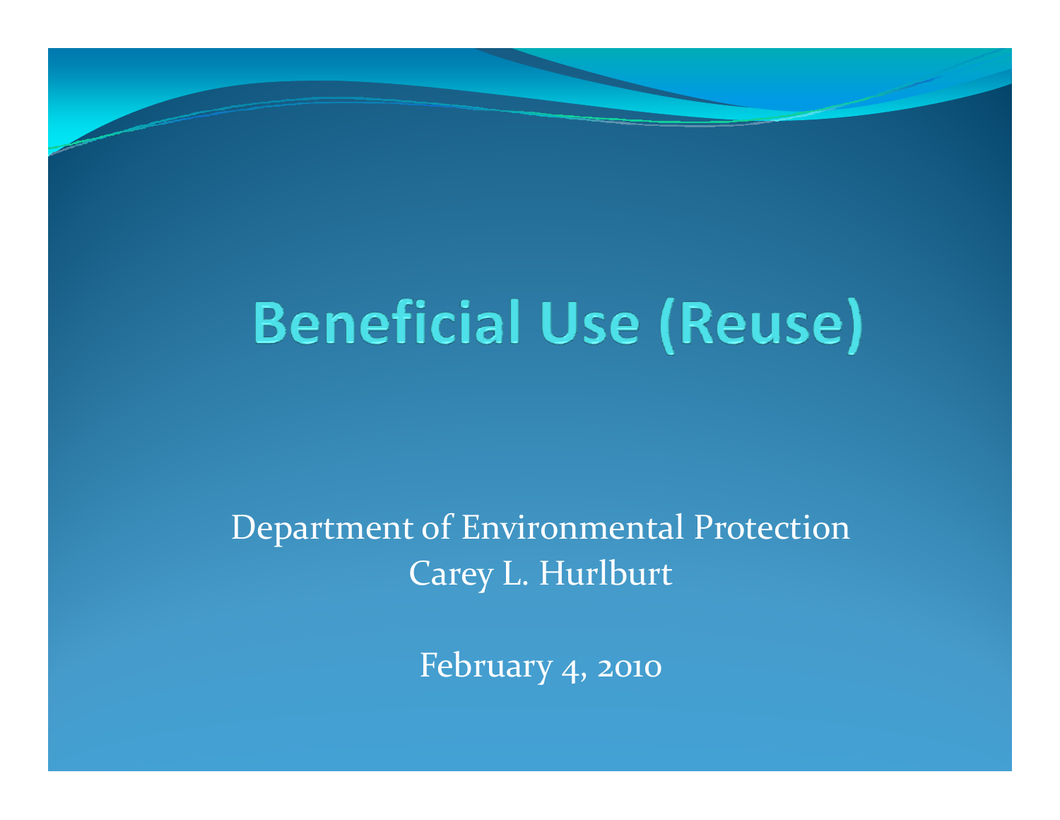# Beneficial Use (Reuse)

Department of Environmental Protection
Carey L. Hurlburt

February 4, 2010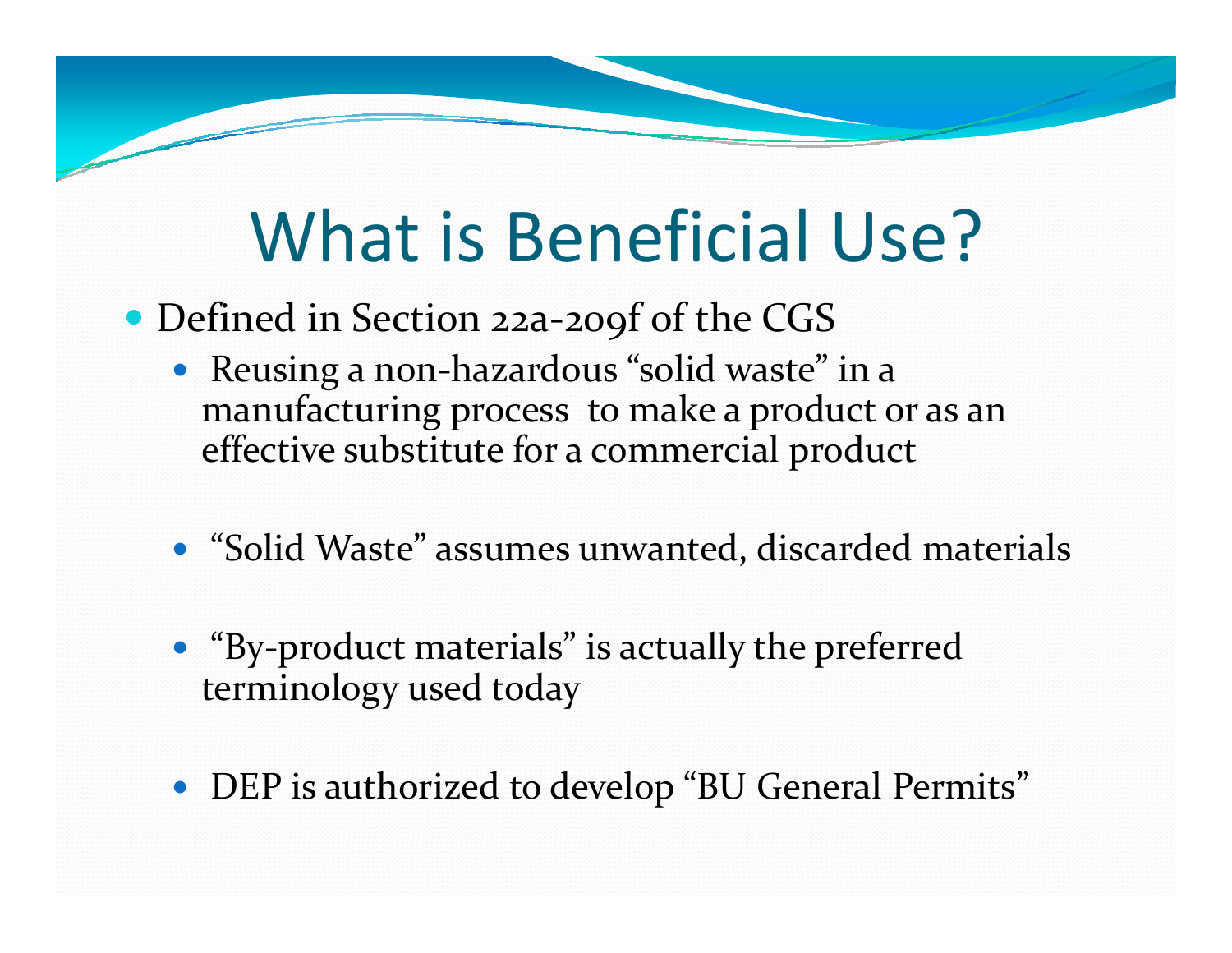# What is Beneficial Use?

- Defined in Section 22a-209f of the CGS
  - Reusing a non-hazardous “solid waste” in a manufacturing process to make a product or as an effective substitute for a commercial product
  - “Solid Waste” assumes unwanted, discarded materials
  - “By-product materials” is actually the preferred terminology used today
  - DEP is authorized to develop “BU General Permits”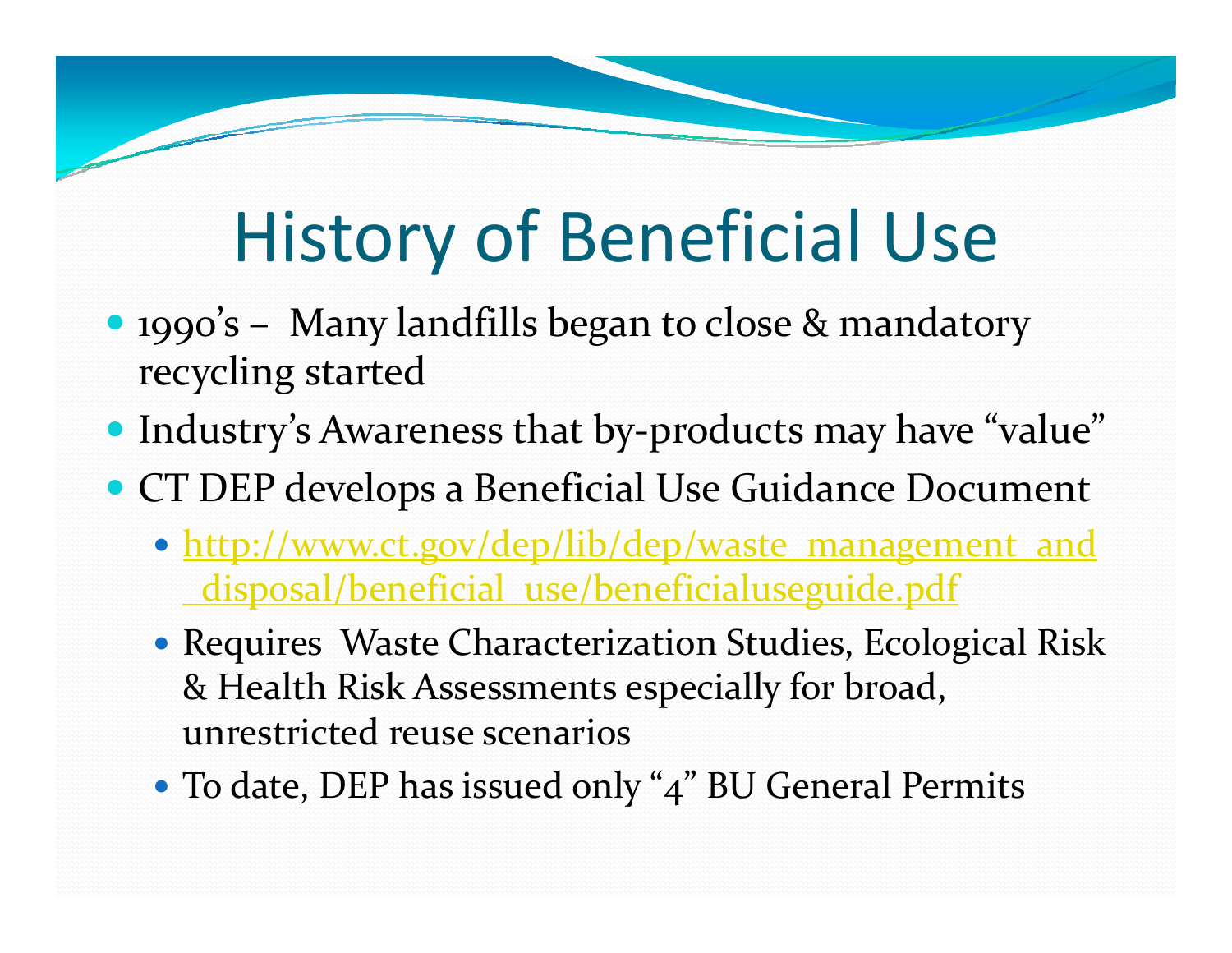# History of Beneficial Use

- 1990's – Many landfills began to close & mandatory recycling started
- Industry's Awareness that by-products may have "value"
- CT DEP develops a Beneficial Use Guidance Document
  - http://www.ct.gov/dep/lib/dep/waste_management_and_disposal/beneficial_use/beneficialuseguide.pdf
  - Requires Waste Characterization Studies, Ecological Risk & Health Risk Assessments especially for broad, unrestricted reuse scenarios
  - To date, DEP has issued only "4" BU General Permits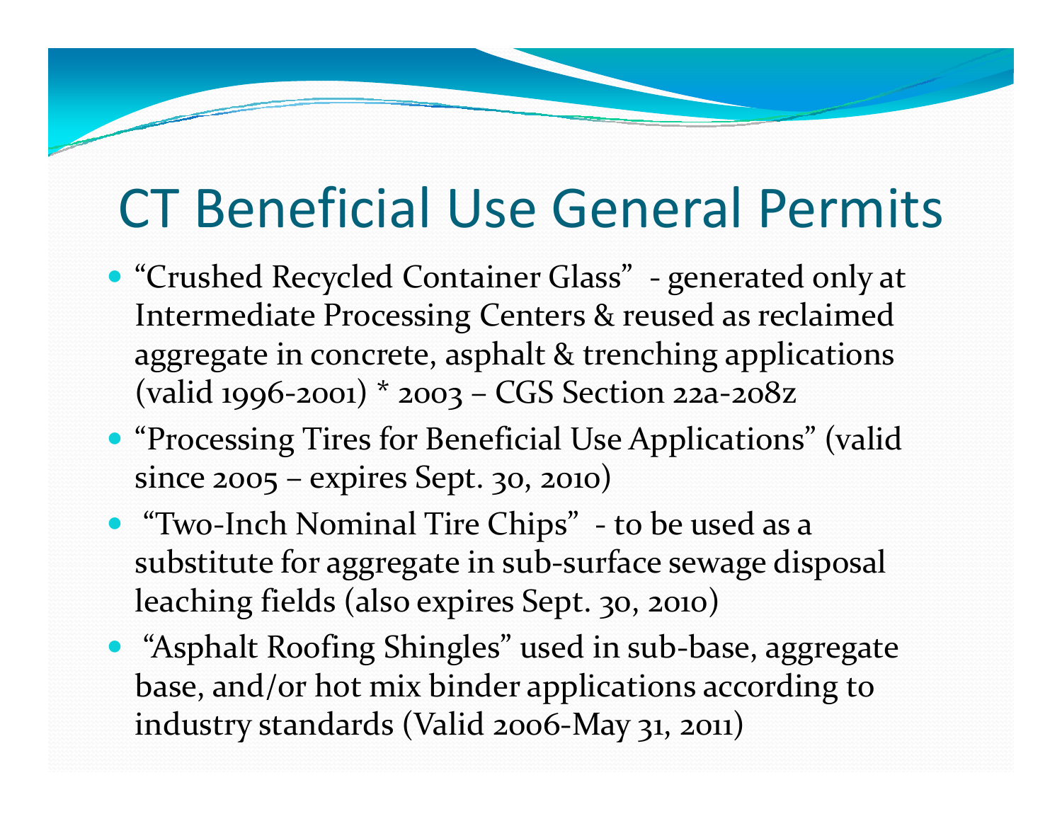# CT Beneficial Use General Permits

- "Crushed Recycled Container Glass" - generated only at Intermediate Processing Centers & reused as reclaimed aggregate in concrete, asphalt & trenching applications (valid 1996-2001) * 2003 – CGS Section 22a-208z
- "Processing Tires for Beneficial Use Applications" (valid since 2005 – expires Sept. 30, 2010)
- "Two-Inch Nominal Tire Chips" - to be used as a substitute for aggregate in sub-surface sewage disposal leaching fields (also expires Sept. 30, 2010)
- "Asphalt Roofing Shingles" used in sub-base, aggregate base, and/or hot mix binder applications according to industry standards (Valid 2006-May 31, 2011)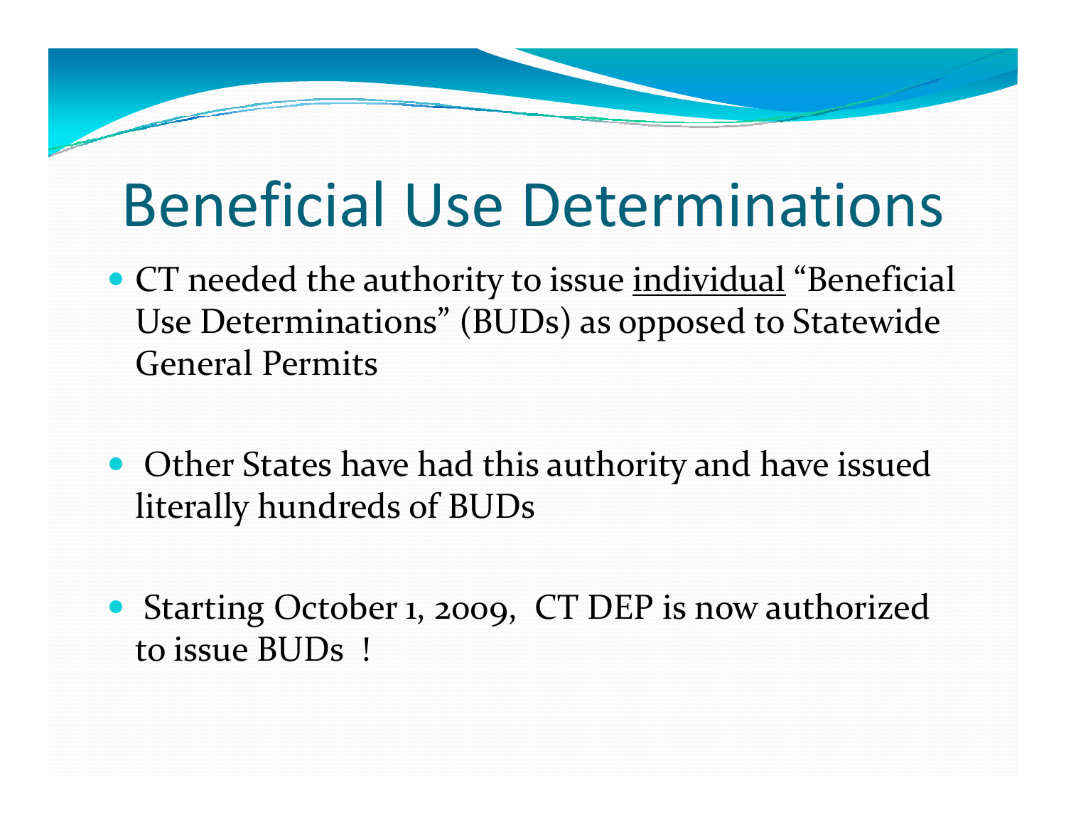# Beneficial Use Determinations

- CT needed the authority to issue <u>individual</u> "Beneficial Use Determinations" (BUDs) as opposed to Statewide General Permits

- Other States have had this authority and have issued literally hundreds of BUDs

- Starting October 1, 2009, CT DEP is now authorized to issue BUDs !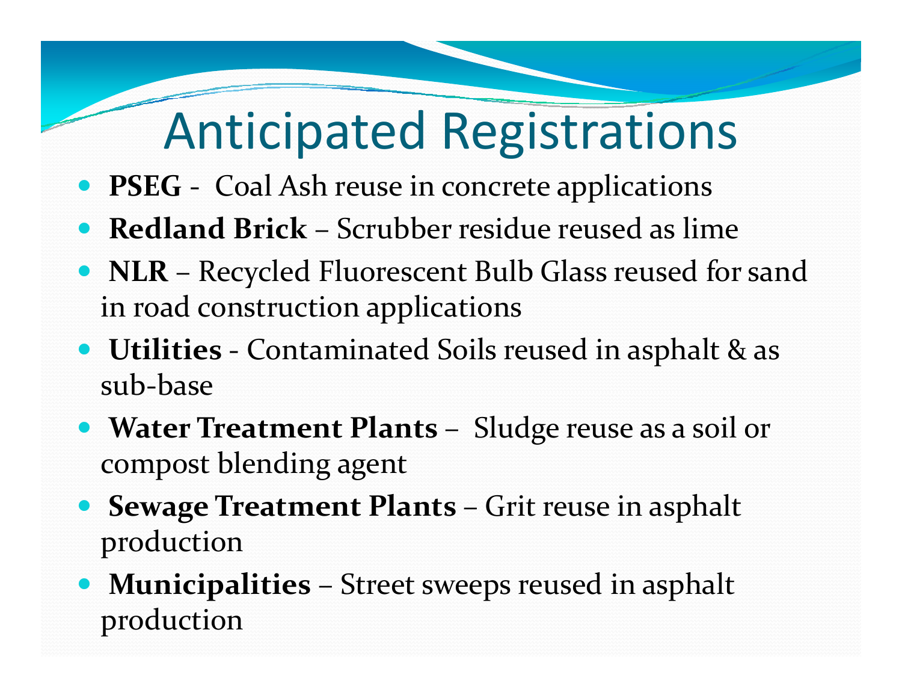# Anticipated Registrations

- **PSEG** - Coal Ash reuse in concrete applications
- **Redland Brick** – Scrubber residue reused as lime
- **NLR** – Recycled Fluorescent Bulb Glass reused for sand in road construction applications
- **Utilities** - Contaminated Soils reused in asphalt & as sub-base
- **Water Treatment Plants** – Sludge reuse as a soil or compost blending agent
- **Sewage Treatment Plants** – Grit reuse in asphalt production
- **Municipalities** – Street sweeps reused in asphalt production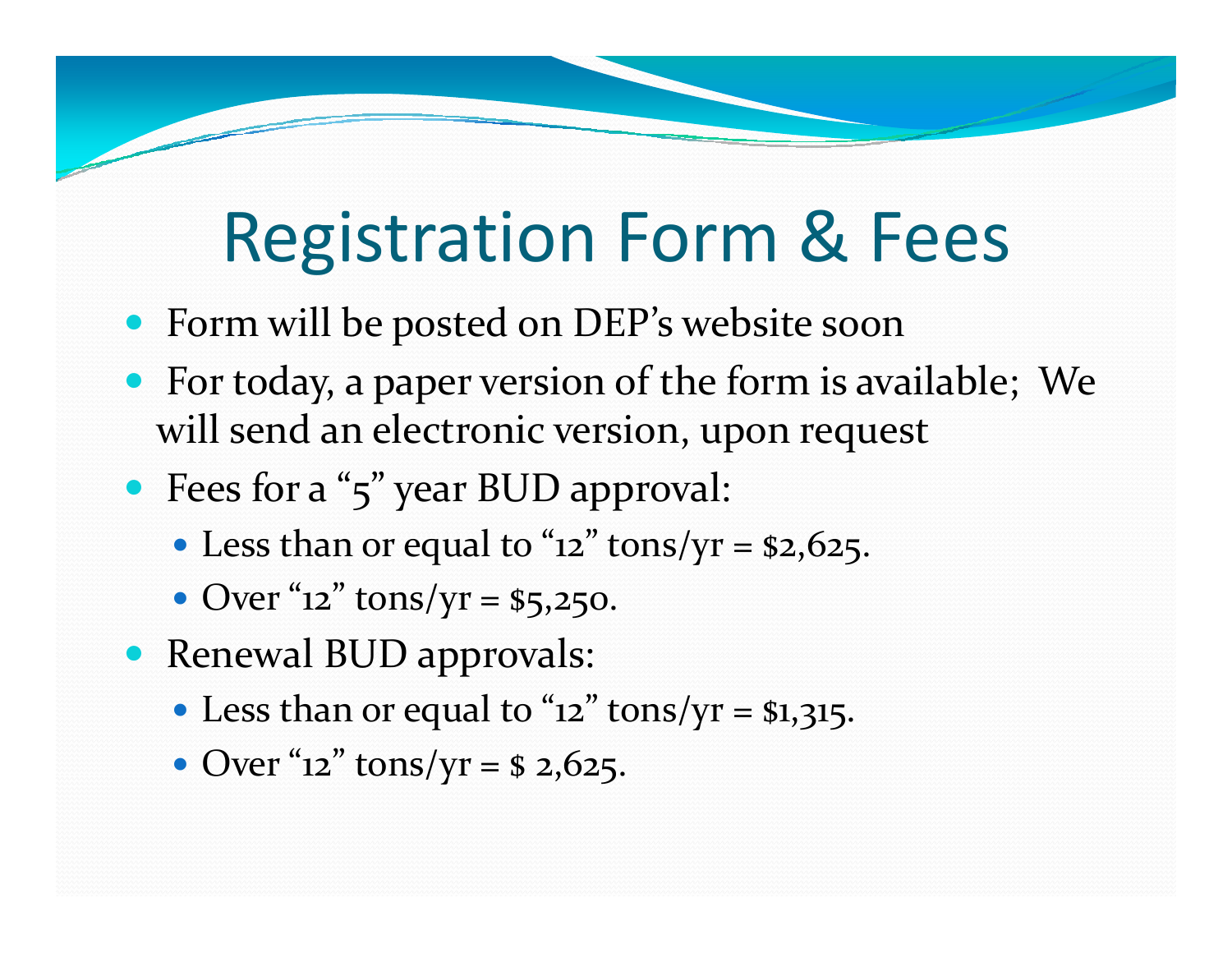# Registration Form & Fees

- Form will be posted on DEP's website soon
- For today, a paper version of the form is available; We will send an electronic version, upon request
- Fees for a "5" year BUD approval:
  - Less than or equal to "12" tons/yr = $2,625.
  - Over "12" tons/yr = $5,250.
- Renewal BUD approvals:
  - Less than or equal to "12" tons/yr = $1,315.
  - Over "12" tons/yr = $ 2,625.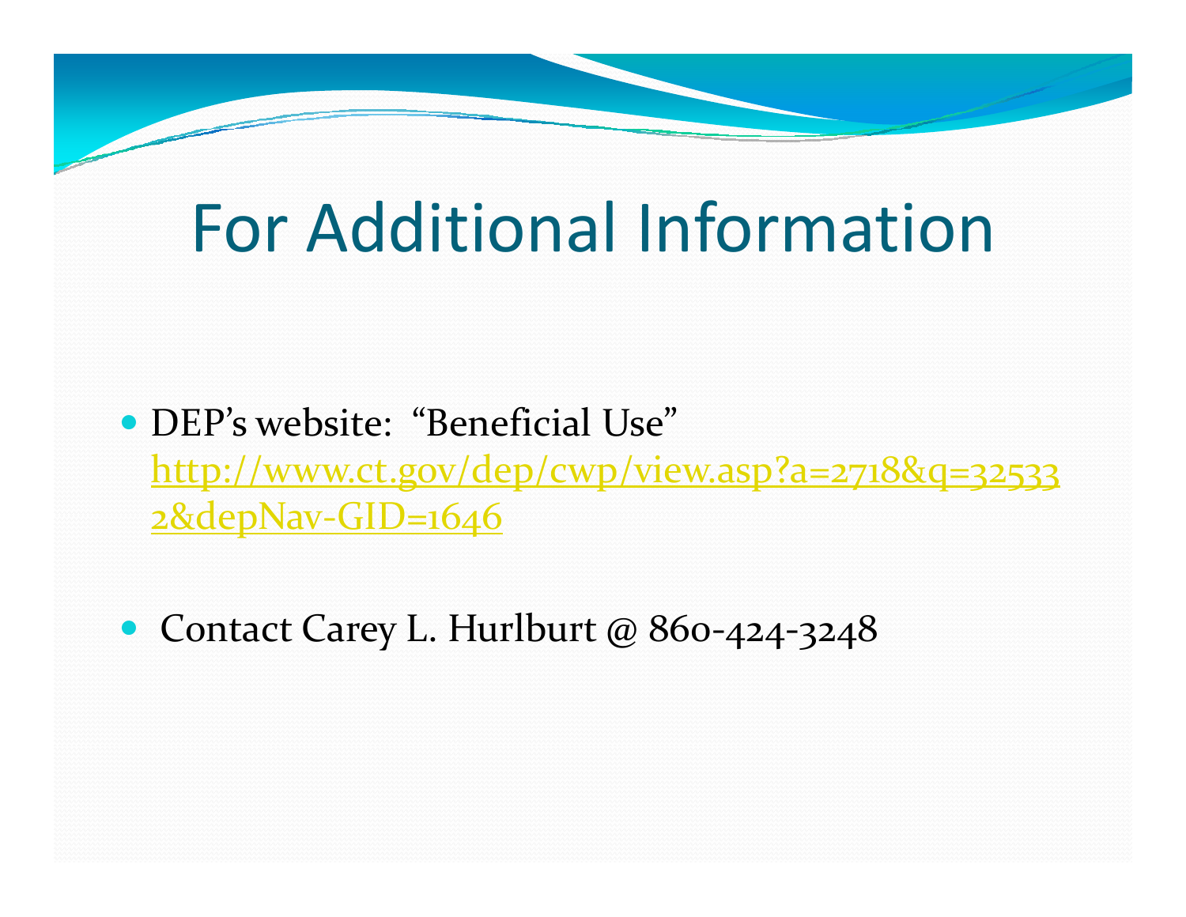# For Additional Information

- DEP's website: "Beneficial Use" http://www.ct.gov/dep/cwp/view.asp?a=2718&q=325332&depNav-GID=1646
- Contact Carey L. Hurlburt @ 860-424-3248